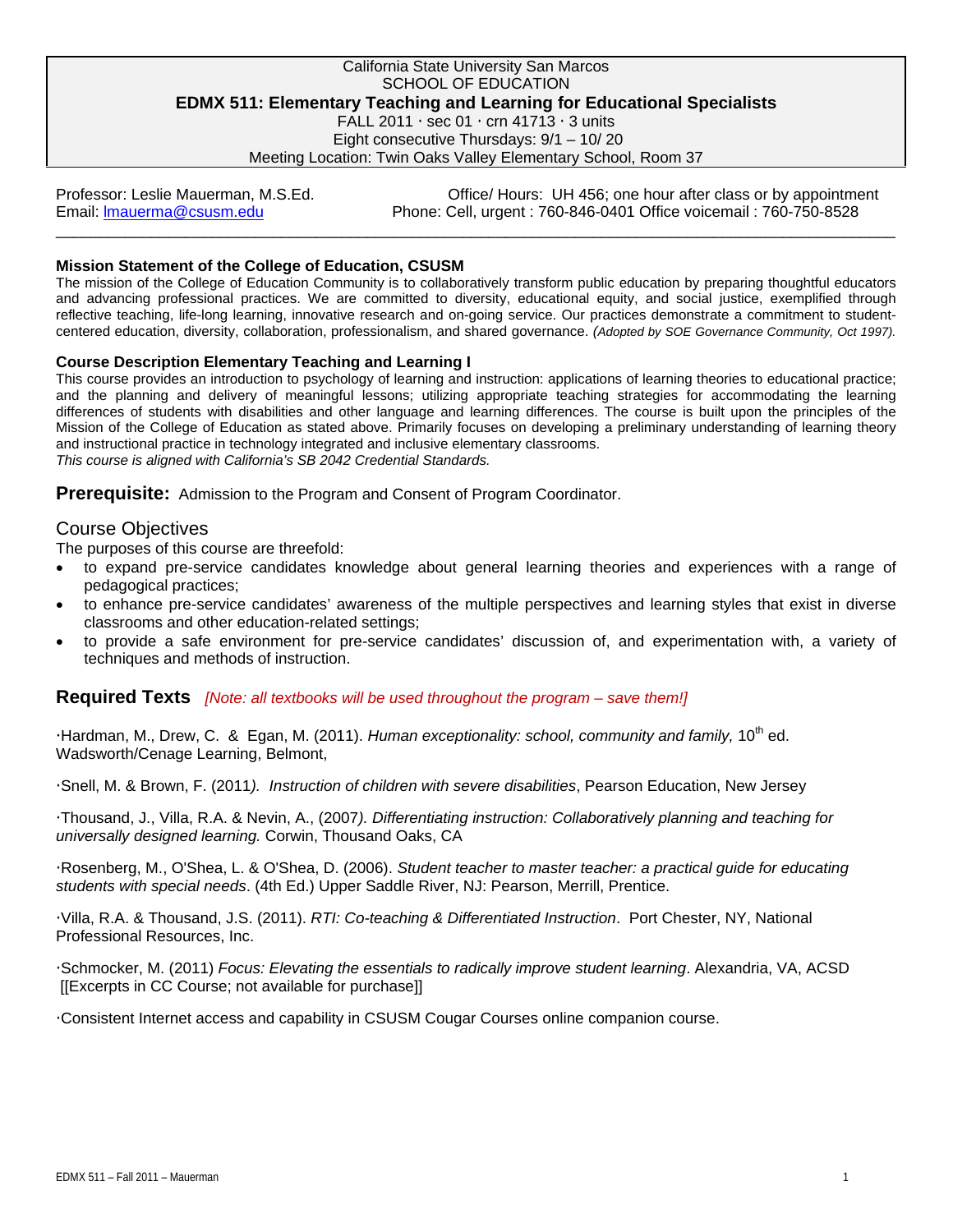California State University San Marcos
SCHOOL OF EDUCATION

# EDMX 511: Elementary Teaching and Learning for Educational Specialists

FALL 2011 · sec 01 · crn 41713 · 3 units
Eight consecutive Thursdays: 9/1 – 10/ 20
Meeting Location: Twin Oaks Valley Elementary School, Room 37

Professor: Leslie Mauerman, M.S.Ed.
Email: lmauerma@csusm.edu

Office/ Hours: UH 456; one hour after class or by appointment
Phone: Cell, urgent : 760-846-0401 Office voicemail : 760-750-8528

---

**Mission Statement of the College of Education, CSUSM**

The mission of the College of Education Community is to collaboratively transform public education by preparing thoughtful educators and advancing professional practices. We are committed to diversity, educational equity, and social justice, exemplified through reflective teaching, life-long learning, innovative research and on-going service. Our practices demonstrate a commitment to student-centered education, diversity, collaboration, professionalism, and shared governance. *(Adopted by SOE Governance Community, Oct 1997).*

**Course Description Elementary Teaching and Learning I**

This course provides an introduction to psychology of learning and instruction: applications of learning theories to educational practice; and the planning and delivery of meaningful lessons; utilizing appropriate teaching strategies for accommodating the learning differences of students with disabilities and other language and learning differences. The course is built upon the principles of the Mission of the College of Education as stated above. Primarily focuses on developing a preliminary understanding of learning theory and instructional practice in technology integrated and inclusive elementary classrooms.
*This course is aligned with California's SB 2042 Credential Standards.*

**Prerequisite:** Admission to the Program and Consent of Program Coordinator.

## Course Objectives

The purposes of this course are threefold:

- to expand pre-service candidates knowledge about general learning theories and experiences with a range of pedagogical practices;
- to enhance pre-service candidates' awareness of the multiple perspectives and learning styles that exist in diverse classrooms and other education-related settings;
- to provide a safe environment for pre-service candidates' discussion of, and experimentation with, a variety of techniques and methods of instruction.

## Required Texts *[Note: all textbooks will be used throughout the program – save them!]*

·Hardman, M., Drew, C. & Egan, M. (2011). *Human exceptionality: school, community and family,* 10th ed. Wadsworth/Cenage Learning, Belmont,

·Snell, M. & Brown, F. (2011*). Instruction of children with severe disabilities*, Pearson Education, New Jersey

·Thousand, J., Villa, R.A. & Nevin, A., (2007*). Differentiating instruction: Collaboratively planning and teaching for universally designed learning.* Corwin, Thousand Oaks, CA

·Rosenberg, M., O'Shea, L. & O'Shea, D. (2006). *Student teacher to master teacher: a practical guide for educating students with special needs*. (4th Ed.) Upper Saddle River, NJ: Pearson, Merrill, Prentice.

·Villa, R.A. & Thousand, J.S. (2011). *RTI: Co-teaching & Differentiated Instruction*. Port Chester, NY, National Professional Resources, Inc.

·Schmocker, M. (2011) *Focus: Elevating the essentials to radically improve student learning*. Alexandria, VA, ACSD [[Excerpts in CC Course; not available for purchase]]

·Consistent Internet access and capability in CSUSM Cougar Courses online companion course.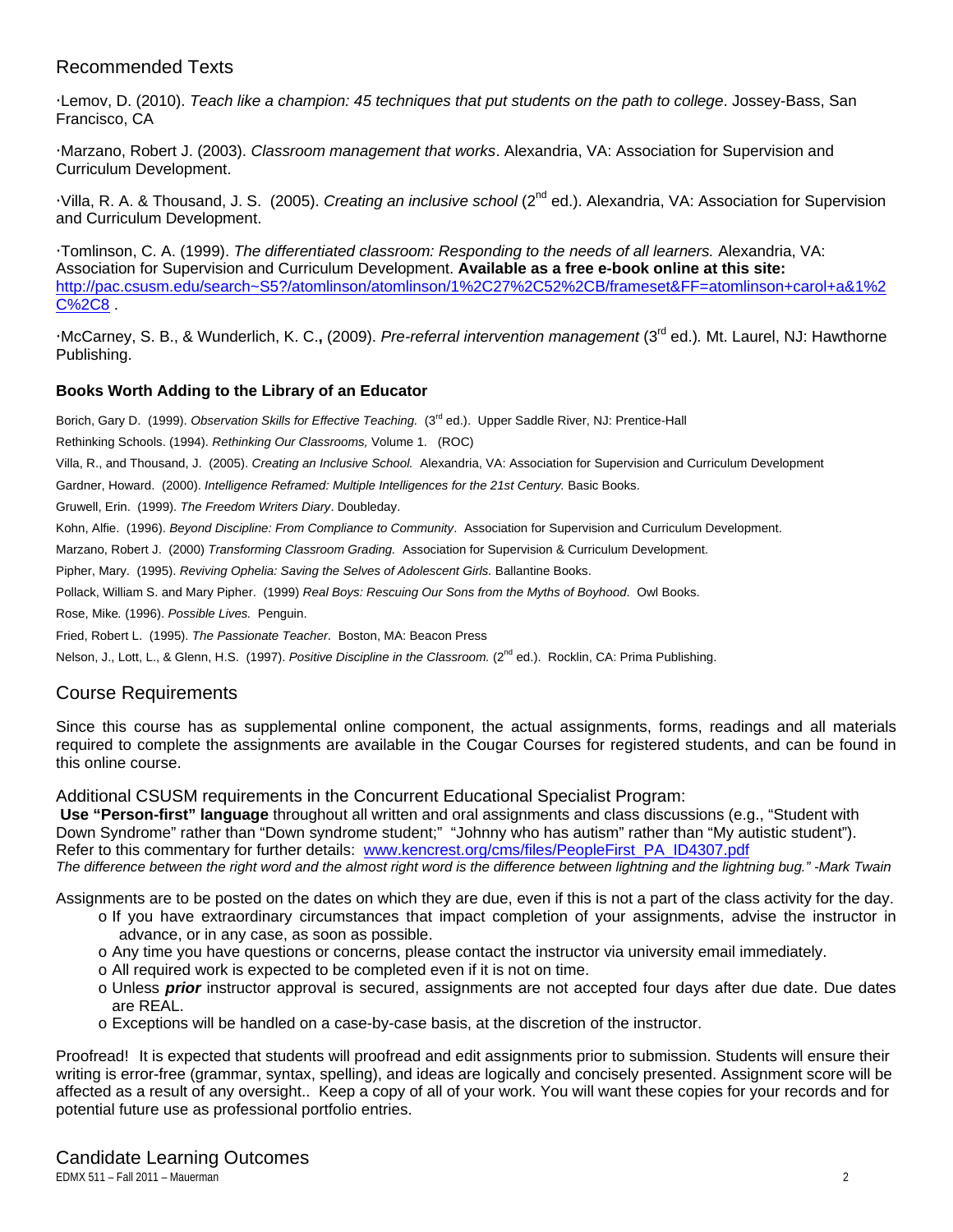## Recommended Texts

·Lemov, D. (2010). *Teach like a champion: 45 techniques that put students on the path to college*. Jossey-Bass, San Francisco, CA

·Marzano, Robert J. (2003). *Classroom management that works*. Alexandria, VA: Association for Supervision and Curriculum Development.

·Villa, R. A. & Thousand, J. S. (2005). *Creating an inclusive school* (2nd ed.). Alexandria, VA: Association for Supervision and Curriculum Development.

·Tomlinson, C. A. (1999). *The differentiated classroom: Responding to the needs of all learners.* Alexandria, VA: Association for Supervision and Curriculum Development. **Available as a free e-book online at this site:** http://pac.csusm.edu/search~S5?/atomlinson/atomlinson/1%2C27%2C52%2CB/frameset&FF=atomlinson+carol+a&1%2C%2C8 .

·McCarney, S. B., & Wunderlich, K. C.**,** (2009). *Pre-referral intervention management* (3rd ed.)*.* Mt. Laurel, NJ: Hawthorne Publishing.

### Books Worth Adding to the Library of an Educator

Borich, Gary D. (1999). *Observation Skills for Effective Teaching.* (3rd ed.). Upper Saddle River, NJ: Prentice-Hall

Rethinking Schools. (1994). *Rethinking Our Classrooms,* Volume 1. (ROC)

Villa, R., and Thousand, J. (2005). *Creating an Inclusive School.* Alexandria, VA: Association for Supervision and Curriculum Development

Gardner, Howard. (2000). *Intelligence Reframed: Multiple Intelligences for the 21st Century.* Basic Books.

Gruwell, Erin. (1999). *The Freedom Writers Diary*. Doubleday.

Kohn, Alfie. (1996). *Beyond Discipline: From Compliance to Community*. Association for Supervision and Curriculum Development.

Marzano, Robert J. (2000) *Transforming Classroom Grading.* Association for Supervision & Curriculum Development.

Pipher, Mary. (1995). *Reviving Ophelia: Saving the Selves of Adolescent Girls.* Ballantine Books.

Pollack, William S. and Mary Pipher. (1999) *Real Boys: Rescuing Our Sons from the Myths of Boyhood*. Owl Books.

Rose, Mike*.* (1996). *Possible Lives.* Penguin.

Fried, Robert L. (1995). *The Passionate Teacher*. Boston, MA: Beacon Press

Nelson, J., Lott, L., & Glenn, H.S. (1997). *Positive Discipline in the Classroom.* (2nd ed.). Rocklin, CA: Prima Publishing.

## Course Requirements

Since this course has as supplemental online component, the actual assignments, forms, readings and all materials required to complete the assignments are available in the Cougar Courses for registered students, and can be found in this online course.

Additional CSUSM requirements in the Concurrent Educational Specialist Program:
**Use "Person-first" language** throughout all written and oral assignments and class discussions (e.g., "Student with Down Syndrome" rather than "Down syndrome student;" "Johnny who has autism" rather than "My autistic student"). Refer to this commentary for further details: www.kencrest.org/cms/files/PeopleFirst_PA_ID4307.pdf
*The difference between the right word and the almost right word is the difference between lightning and the lightning bug." -Mark Twain*

Assignments are to be posted on the dates on which they are due, even if this is not a part of the class activity for the day.

- If you have extraordinary circumstances that impact completion of your assignments, advise the instructor in advance, or in any case, as soon as possible.
- Any time you have questions or concerns, please contact the instructor via university email immediately.
- All required work is expected to be completed even if it is not on time.
- Unless ***prior*** instructor approval is secured, assignments are not accepted four days after due date. Due dates are REAL.
- Exceptions will be handled on a case-by-case basis, at the discretion of the instructor.

Proofread! It is expected that students will proofread and edit assignments prior to submission. Students will ensure their writing is error-free (grammar, syntax, spelling), and ideas are logically and concisely presented. Assignment score will be affected as a result of any oversight.. Keep a copy of all of your work. You will want these copies for your records and for potential future use as professional portfolio entries.

## Candidate Learning Outcomes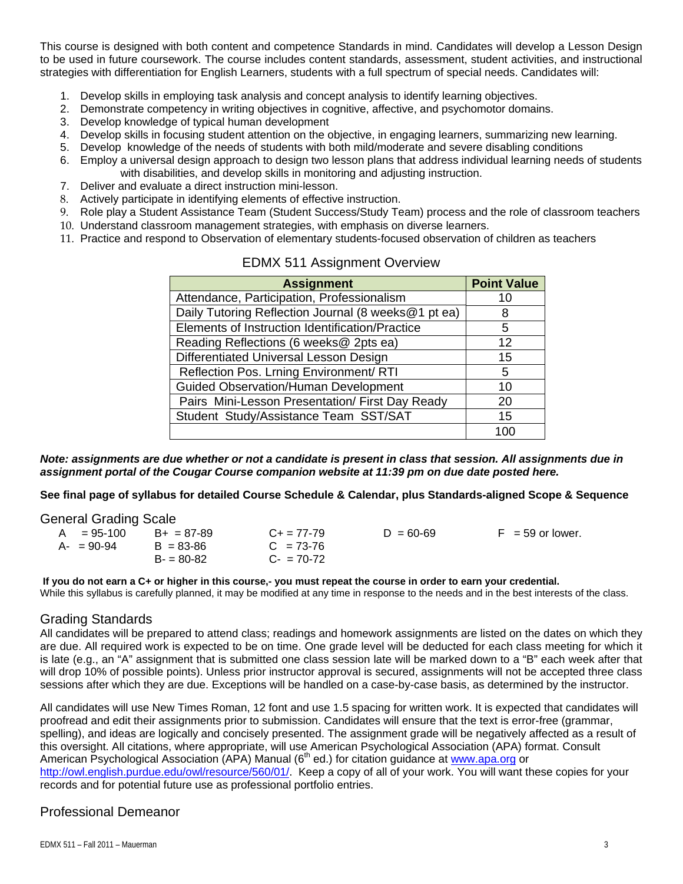This course is designed with both content and competence Standards in mind. Candidates will develop a Lesson Design to be used in future coursework. The course includes content standards, assessment, student activities, and instructional strategies with differentiation for English Learners, students with a full spectrum of special needs. Candidates will:

1. Develop skills in employing task analysis and concept analysis to identify learning objectives.
2. Demonstrate competency in writing objectives in cognitive, affective, and psychomotor domains.
3. Develop knowledge of typical human development
4. Develop skills in focusing student attention on the objective, in engaging learners, summarizing new learning.
5. Develop knowledge of the needs of students with both mild/moderate and severe disabling conditions
6. Employ a universal design approach to design two lesson plans that address individual learning needs of students with disabilities, and develop skills in monitoring and adjusting instruction.
7. Deliver and evaluate a direct instruction mini-lesson.
8. Actively participate in identifying elements of effective instruction.
9. Role play a Student Assistance Team (Student Success/Study Team) process and the role of classroom teachers
10. Understand classroom management strategies, with emphasis on diverse learners.
11. Practice and respond to Observation of elementary students-focused observation of children as teachers

EDMX 511 Assignment Overview

| Assignment | Point Value |
| --- | --- |
| Attendance, Participation, Professionalism | 10 |
| Daily Tutoring Reflection Journal (8 weeks@1 pt ea) | 8 |
| Elements of Instruction Identification/Practice | 5 |
| Reading Reflections (6 weeks@ 2pts ea) | 12 |
| Differentiated Universal Lesson Design | 15 |
| Reflection Pos. Lrning Environment/ RTI | 5 |
| Guided Observation/Human Development | 10 |
| Pairs Mini-Lesson Presentation/ First Day Ready | 20 |
| Student Study/Assistance Team SST/SAT | 15 |
| | 100 |

***Note: assignments are due whether or not a candidate is present in class that session. All assignments due in assignment portal of the Cougar Course companion website at 11:39 pm on due date posted here.***

**See final page of syllabus for detailed Course Schedule & Calendar, plus Standards-aligned Scope & Sequence**

## General Grading Scale

| | | | | |
| --- | --- | --- | --- | --- |
| A = 95-100 | B+ = 87-89 | C+ = 77-79 | D = 60-69 | F = 59 or lower. |
| A- = 90-94 | B = 83-86 | C = 73-76 | | |
| | B- = 80-82 | C- = 70-72 | | |

**If you do not earn a C+ or higher in this course,- you must repeat the course in order to earn your credential.**

While this syllabus is carefully planned, it may be modified at any time in response to the needs and in the best interests of the class.

## Grading Standards

All candidates will be prepared to attend class; readings and homework assignments are listed on the dates on which they are due. All required work is expected to be on time. One grade level will be deducted for each class meeting for which it is late (e.g., an "A" assignment that is submitted one class session late will be marked down to a "B" each week after that will drop 10% of possible points). Unless prior instructor approval is secured, assignments will not be accepted three class sessions after which they are due. Exceptions will be handled on a case-by-case basis, as determined by the instructor.

All candidates will use New Times Roman, 12 font and use 1.5 spacing for written work. It is expected that candidates will proofread and edit their assignments prior to submission. Candidates will ensure that the text is error-free (grammar, spelling), and ideas are logically and concisely presented. The assignment grade will be negatively affected as a result of this oversight. All citations, where appropriate, will use American Psychological Association (APA) format. Consult American Psychological Association (APA) Manual (6th ed.) for citation guidance at www.apa.org or http://owl.english.purdue.edu/owl/resource/560/01/. Keep a copy of all of your work. You will want these copies for your records and for potential future use as professional portfolio entries.

## Professional Demeanor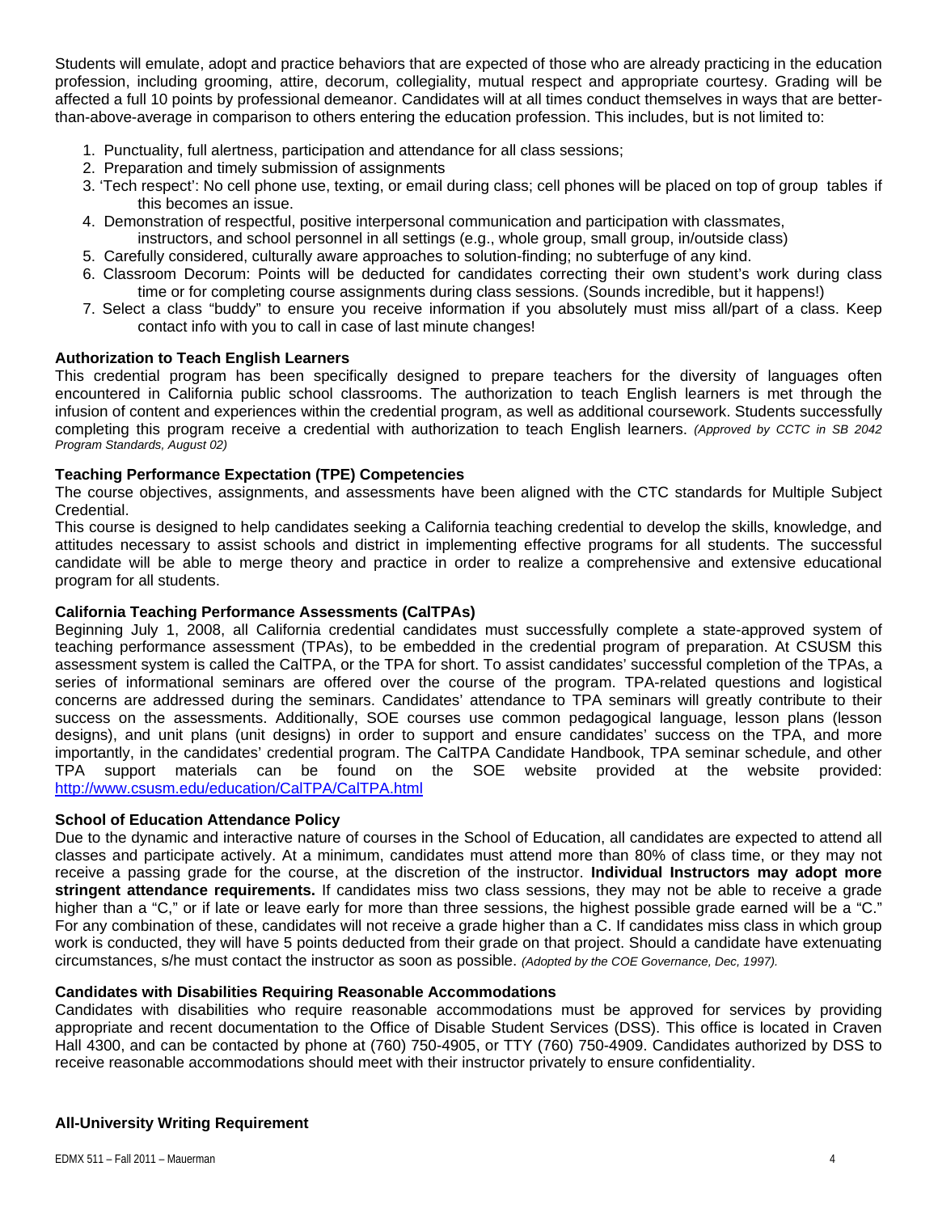Students will emulate, adopt and practice behaviors that are expected of those who are already practicing in the education profession, including grooming, attire, decorum, collegiality, mutual respect and appropriate courtesy. Grading will be affected a full 10 points by professional demeanor. Candidates will at all times conduct themselves in ways that are better-than-above-average in comparison to others entering the education profession. This includes, but is not limited to:

1. Punctuality, full alertness, participation and attendance for all class sessions;
2. Preparation and timely submission of assignments
3. 'Tech respect': No cell phone use, texting, or email during class; cell phones will be placed on top of group tables if this becomes an issue.
4. Demonstration of respectful, positive interpersonal communication and participation with classmates, instructors, and school personnel in all settings (e.g., whole group, small group, in/outside class)
5. Carefully considered, culturally aware approaches to solution-finding; no subterfuge of any kind.
6. Classroom Decorum: Points will be deducted for candidates correcting their own student's work during class time or for completing course assignments during class sessions. (Sounds incredible, but it happens!)
7. Select a class "buddy" to ensure you receive information if you absolutely must miss all/part of a class. Keep contact info with you to call in case of last minute changes!

**Authorization to Teach English Learners**

This credential program has been specifically designed to prepare teachers for the diversity of languages often encountered in California public school classrooms. The authorization to teach English learners is met through the infusion of content and experiences within the credential program, as well as additional coursework. Students successfully completing this program receive a credential with authorization to teach English learners. *(Approved by CCTC in SB 2042 Program Standards, August 02)*

**Teaching Performance Expectation (TPE) Competencies**

The course objectives, assignments, and assessments have been aligned with the CTC standards for Multiple Subject Credential.

This course is designed to help candidates seeking a California teaching credential to develop the skills, knowledge, and attitudes necessary to assist schools and district in implementing effective programs for all students. The successful candidate will be able to merge theory and practice in order to realize a comprehensive and extensive educational program for all students.

**California Teaching Performance Assessments (CalTPAs)**

Beginning July 1, 2008, all California credential candidates must successfully complete a state-approved system of teaching performance assessment (TPAs), to be embedded in the credential program of preparation. At CSUSM this assessment system is called the CalTPA, or the TPA for short. To assist candidates' successful completion of the TPAs, a series of informational seminars are offered over the course of the program. TPA-related questions and logistical concerns are addressed during the seminars. Candidates' attendance to TPA seminars will greatly contribute to their success on the assessments. Additionally, SOE courses use common pedagogical language, lesson plans (lesson designs), and unit plans (unit designs) in order to support and ensure candidates' success on the TPA, and more importantly, in the candidates' credential program. The CalTPA Candidate Handbook, TPA seminar schedule, and other TPA support materials can be found on the SOE website provided at the website provided: http://www.csusm.edu/education/CalTPA/CalTPA.html

**School of Education Attendance Policy**

Due to the dynamic and interactive nature of courses in the School of Education, all candidates are expected to attend all classes and participate actively. At a minimum, candidates must attend more than 80% of class time, or they may not receive a passing grade for the course, at the discretion of the instructor. **Individual Instructors may adopt more stringent attendance requirements.** If candidates miss two class sessions, they may not be able to receive a grade higher than a "C," or if late or leave early for more than three sessions, the highest possible grade earned will be a "C." For any combination of these, candidates will not receive a grade higher than a C. If candidates miss class in which group work is conducted, they will have 5 points deducted from their grade on that project. Should a candidate have extenuating circumstances, s/he must contact the instructor as soon as possible. *(Adopted by the COE Governance, Dec, 1997).*

**Candidates with Disabilities Requiring Reasonable Accommodations**

Candidates with disabilities who require reasonable accommodations must be approved for services by providing appropriate and recent documentation to the Office of Disable Student Services (DSS). This office is located in Craven Hall 4300, and can be contacted by phone at (760) 750-4905, or TTY (760) 750-4909. Candidates authorized by DSS to receive reasonable accommodations should meet with their instructor privately to ensure confidentiality.

**All-University Writing Requirement**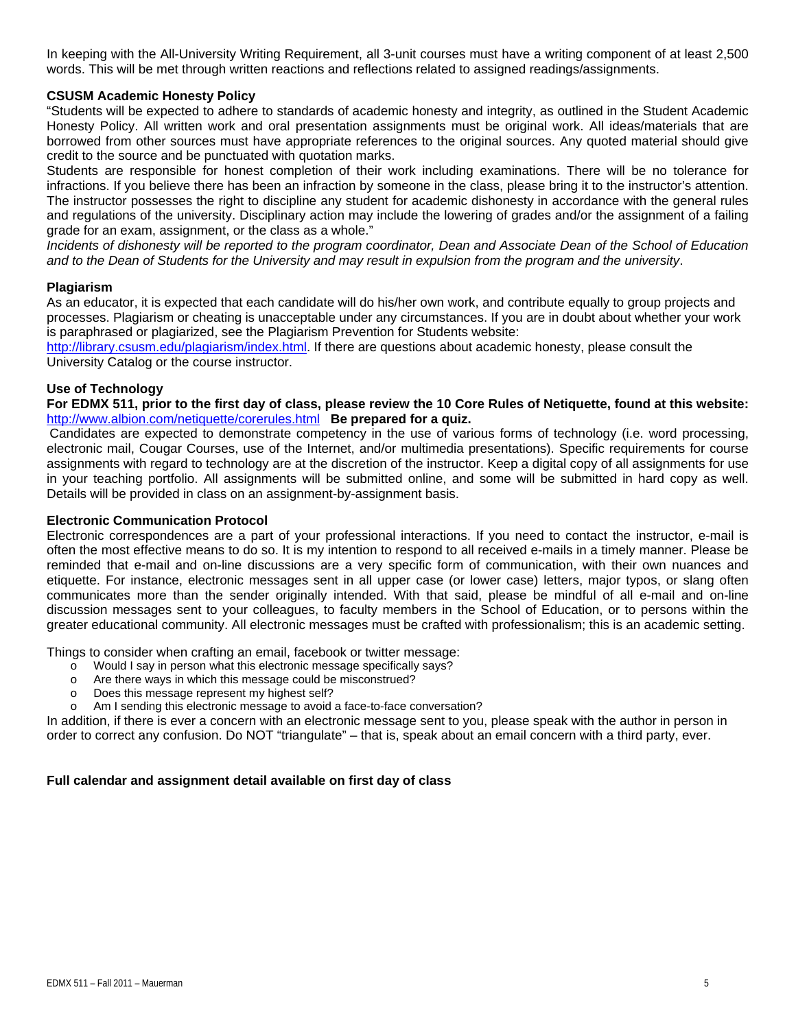In keeping with the All-University Writing Requirement, all 3-unit courses must have a writing component of at least 2,500 words. This will be met through written reactions and reflections related to assigned readings/assignments.

### CSUSM Academic Honesty Policy

"Students will be expected to adhere to standards of academic honesty and integrity, as outlined in the Student Academic Honesty Policy. All written work and oral presentation assignments must be original work. All ideas/materials that are borrowed from other sources must have appropriate references to the original sources. Any quoted material should give credit to the source and be punctuated with quotation marks.

Students are responsible for honest completion of their work including examinations. There will be no tolerance for infractions. If you believe there has been an infraction by someone in the class, please bring it to the instructor's attention. The instructor possesses the right to discipline any student for academic dishonesty in accordance with the general rules and regulations of the university. Disciplinary action may include the lowering of grades and/or the assignment of a failing grade for an exam, assignment, or the class as a whole."

*Incidents of dishonesty will be reported to the program coordinator, Dean and Associate Dean of the School of Education and to the Dean of Students for the University and may result in expulsion from the program and the university*.

### Plagiarism

As an educator, it is expected that each candidate will do his/her own work, and contribute equally to group projects and processes. Plagiarism or cheating is unacceptable under any circumstances. If you are in doubt about whether your work is paraphrased or plagiarized, see the Plagiarism Prevention for Students website: http://library.csusm.edu/plagiarism/index.html. If there are questions about academic honesty, please consult the University Catalog or the course instructor.

### Use of Technology

**For EDMX 511, prior to the first day of class, please review the 10 Core Rules of Netiquette, found at this website:** http://www.albion.com/netiquette/corerules.html **Be prepared for a quiz.**

Candidates are expected to demonstrate competency in the use of various forms of technology (i.e. word processing, electronic mail, Cougar Courses, use of the Internet, and/or multimedia presentations). Specific requirements for course assignments with regard to technology are at the discretion of the instructor. Keep a digital copy of all assignments for use in your teaching portfolio. All assignments will be submitted online, and some will be submitted in hard copy as well. Details will be provided in class on an assignment-by-assignment basis.

### Electronic Communication Protocol

Electronic correspondences are a part of your professional interactions. If you need to contact the instructor, e-mail is often the most effective means to do so. It is my intention to respond to all received e-mails in a timely manner. Please be reminded that e-mail and on-line discussions are a very specific form of communication, with their own nuances and etiquette. For instance, electronic messages sent in all upper case (or lower case) letters, major typos, or slang often communicates more than the sender originally intended. With that said, please be mindful of all e-mail and on-line discussion messages sent to your colleagues, to faculty members in the School of Education, or to persons within the greater educational community. All electronic messages must be crafted with professionalism; this is an academic setting.

Things to consider when crafting an email, facebook or twitter message:

- Would I say in person what this electronic message specifically says?
- Are there ways in which this message could be misconstrued?
- Does this message represent my highest self?
- Am I sending this electronic message to avoid a face-to-face conversation?

In addition, if there is ever a concern with an electronic message sent to you, please speak with the author in person in order to correct any confusion. Do NOT "triangulate" – that is, speak about an email concern with a third party, ever.

**Full calendar and assignment detail available on first day of class**